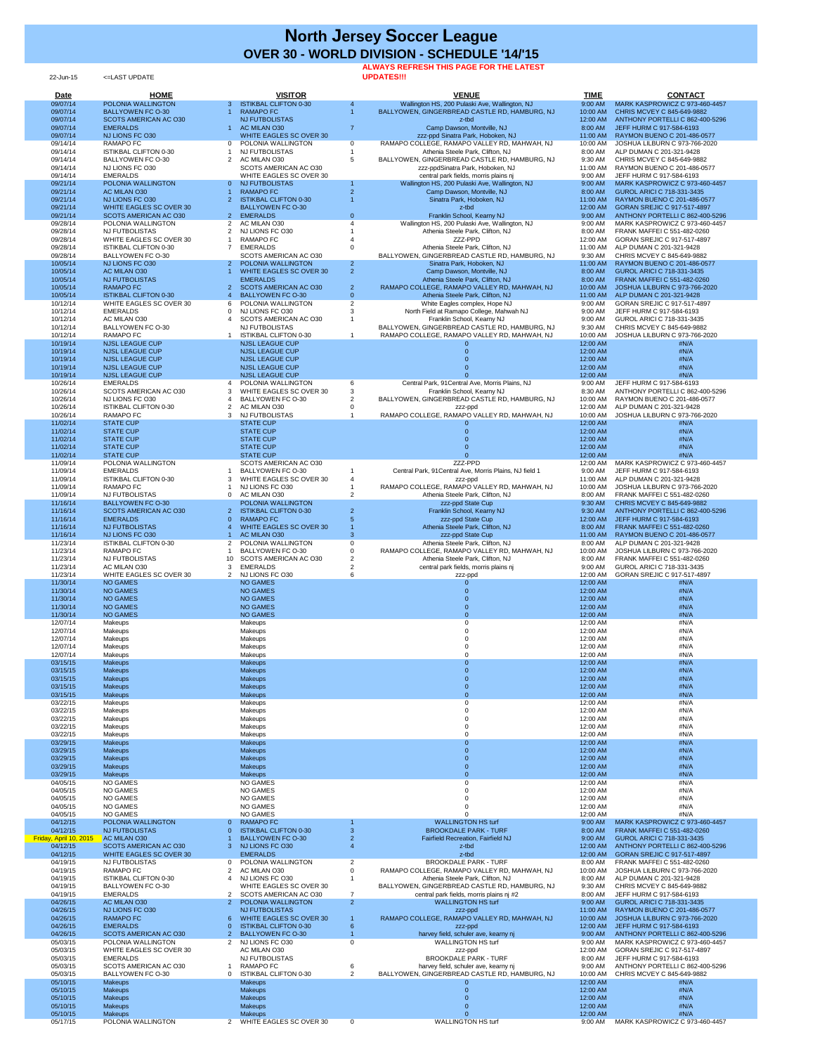# North Jersey Soccer League

## OVER 30 - WORLD DIVISION - SCHEDULE '14/'15

22-Jun-15 <=LAST UPDATE

**ALWAYS REFRESH THIS PAGE FOR THE LATEST UPDATES!!!**

| Date | HOME | | VISITOR | | VENUE | TIME | CONTACT |
|---|---|---|---|---|---|---|---|
| 09/07/14 | POLONIA WALLINGTON | 3 | ISTIKBAL CLIFTON 0-30 | 4 | Wallington HS, 200 Pulaski Ave, Wallington, NJ | 9:00 AM | MARK KASPROWICZ C 973-460-4457 |
| 09/07/14 | BALLYOWEN FC O-30 | 1 | RAMAPO FC | 1 | BALLYOWEN, GINGERBREAD CASTLE RD, HAMBURG, NJ | 10:00 AM | CHRIS MCVEY C 845-649-9882 |
| 09/07/14 | SCOTS AMERICAN AC O30 | | NJ FUTBOLISTAS | | z-tbd | 12:00 AM | ANTHONY PORTELLI C 862-400-5296 |
| 09/07/14 | EMERALDS | 1 | AC MILAN O30 | 7 | Camp Dawson, Montville, NJ | 8:00 AM | JEFF HURM C 917-584-6193 |
| 09/07/14 | NJ LIONS FC O30 | | WHITE EAGLES SC OVER 30 | | zzz-ppd Sinatra Park, Hoboken, NJ | 11:00 AM | RAYMON BUENO C 201-486-0577 |
| 09/14/14 | RAMAPO FC | 0 | POLONIA WALLINGTON | 0 | RAMAPO COLLEGE, RAMAPO VALLEY RD, MAHWAH, NJ | 10:00 AM | JOSHUA LILBURN C 973-766-2020 |
| 09/14/14 | ISTIKBAL CLIFTON 0-30 | 1 | NJ FUTBOLISTAS | 1 | Athenia Steele Park, Clifton, NJ | 8:00 AM | ALP DUMAN C 201-321-9428 |
| 09/14/14 | BALLYOWEN FC O-30 | 2 | AC MILAN O30 | 5 | BALLYOWEN, GINGERBREAD CASTLE RD, HAMBURG, NJ | 9:30 AM | CHRIS MCVEY C 845-649-9882 |
| 09/14/14 | NJ LIONS FC O30 | | SCOTS AMERICAN AC O30 | | zzz-ppdSinatra Park, Hoboken, NJ | 11:00 AM | RAYMON BUENO C 201-486-0577 |
| 09/14/14 | EMERALDS | | WHITE EAGLES SC OVER 30 | | central park fields, morris plains nj | 9:00 AM | JEFF HURM C 917-584-6193 |
| 09/21/14 | POLONIA WALLINGTON | 0 | NJ FUTBOLISTAS | 1 | Wallington HS, 200 Pulaski Ave, Wallington, NJ | 9:00 AM | MARK KASPROWICZ C 973-460-4457 |
| 09/21/14 | AC MILAN O30 | 1 | RAMAPO FC | 2 | Camp Dawson, Montville, NJ | 8:00 AM | GUROL ARICI C 718-331-3435 |
| 09/21/14 | NJ LIONS FC O30 | 2 | ISTIKBAL CLIFTON 0-30 | 1 | Sinatra Park, Hoboken, NJ | 11:00 AM | RAYMON BUENO C 201-486-0577 |
| 09/21/14 | WHITE EAGLES SC OVER 30 | | BALLYOWEN FC O-30 | | z-tbd | 12:00 AM | GORAN SREJIC C 917-517-4897 |
| 09/21/14 | SCOTS AMERICAN AC O30 | 2 | EMERALDS | 0 | Franklin School, Kearny NJ | 9:00 AM | ANTHONY PORTELLI C 862-400-5296 |
| 09/28/14 | POLONIA WALLINGTON | 2 | AC MILAN O30 | 4 | Wallington HS, 200 Pulaski Ave, Wallington, NJ | 9:00 AM | MARK KASPROWICZ C 973-460-4457 |
| 09/28/14 | NJ FUTBOLISTAS | 2 | NJ LIONS FC O30 | 1 | Athenia Steele Park, Clifton, NJ | 8:00 AM | FRANK MAFFEI C 551-482-0260 |
| 09/28/14 | WHITE EAGLES SC OVER 30 | 1 | RAMAPO FC | 4 | ZZZ-PPD | 12:00 AM | GORAN SREJIC C 917-517-4897 |
| 09/28/14 | ISTIKBAL CLIFTON 0-30 | 7 | EMERALDS | 0 | Athenia Steele Park, Clifton, NJ | 11:00 AM | ALP DUMAN C 201-321-9428 |
| 09/28/14 | BALLYOWEN FC O-30 | | SCOTS AMERICAN AC O30 | | BALLYOWEN, GINGERBREAD CASTLE RD, HAMBURG, NJ | 9:30 AM | CHRIS MCVEY C 845-649-9882 |
| 10/05/14 | NJ LIONS FC O30 | 2 | POLONIA WALLINGTON | 2 | Sinatra Park, Hoboken, NJ | 11:00 AM | RAYMON BUENO C 201-486-0577 |
| 10/05/14 | AC MILAN O30 | 1 | WHITE EAGLES SC OVER 30 | 2 | Camp Dawson, Montville, NJ | 8:00 AM | GUROL ARICI C 718-331-3435 |
| 10/05/14 | NJ FUTBOLISTAS | | EMERALDS | | Athenia Steele Park, Clifton, NJ | 8:00 AM | FRANK MAFFEI C 551-482-0260 |
| 10/05/14 | RAMAPO FC | 2 | SCOTS AMERICAN AC O30 | 2 | RAMAPO COLLEGE, RAMAPO VALLEY RD, MAHWAH, NJ | 10:00 AM | JOSHUA LILBURN C 973-766-2020 |
| 10/05/14 | ISTIKBAL CLIFTON 0-30 | 4 | BALLYOWEN FC O-30 | 0 | Athenia Steele Park, Clifton, NJ | 11:00 AM | ALP DUMAN C 201-321-9428 |
| 10/12/14 | WHITE EAGLES SC OVER 30 | 6 | POLONIA WALLINGTON | 2 | White Eagles complex, Hope NJ | 9:00 AM | GORAN SREJIC C 917-517-4897 |
| 10/12/14 | EMERALDS | 0 | NJ LIONS FC O30 | 3 | North Field at Ramapo College, Mahwah NJ | 9:00 AM | JEFF HURM C 917-584-6193 |
| 10/12/14 | AC MILAN O30 | 4 | SCOTS AMERICAN AC O30 | 1 | Franklin School, Kearny NJ | 9:00 AM | GUROL ARICI C 718-331-3435 |
| 10/12/14 | BALLYOWEN FC O-30 | | NJ FUTBOLISTAS | | BALLYOWEN, GINGERBREAD CASTLE RD, HAMBURG, NJ | 9:30 AM | CHRIS MCVEY C 845-649-9882 |
| 10/12/14 | RAMAPO FC | 1 | ISTIKBAL CLIFTON 0-30 | 1 | RAMAPO COLLEGE, RAMAPO VALLEY RD, MAHWAH, NJ | 10:00 AM | JOSHUA LILBURN C 973-766-2020 |
| 10/19/14 | NJSL LEAGUE CUP | | NJSL LEAGUE CUP | | 0 | 12:00 AM | #N/A |
| 10/19/14 | NJSL LEAGUE CUP | | NJSL LEAGUE CUP | | 0 | 12:00 AM | #N/A |
| 10/19/14 | NJSL LEAGUE CUP | | NJSL LEAGUE CUP | | 0 | 12:00 AM | #N/A |
| 10/19/14 | NJSL LEAGUE CUP | | NJSL LEAGUE CUP | | 0 | 12:00 AM | #N/A |
| 10/19/14 | NJSL LEAGUE CUP | | NJSL LEAGUE CUP | | 0 | 12:00 AM | #N/A |
| 10/26/14 | EMERALDS | 4 | POLONIA WALLINGTON | 6 | Central Park, 91Central Ave, Morris Plains, NJ | 9:00 AM | JEFF HURM C 917-584-6193 |
| 10/26/14 | SCOTS AMERICAN AC O30 | 3 | WHITE EAGLES SC OVER 30 | 3 | Franklin School, Kearny NJ | 8:30 AM | ANTHONY PORTELLI C 862-400-5296 |
| 10/26/14 | NJ LIONS FC O30 | 4 | BALLYOWEN FC O-30 | 2 | BALLYOWEN, GINGERBREAD CASTLE RD, HAMBURG, NJ | 10:00 AM | RAYMON BUENO C 201-486-0577 |
| 10/26/14 | ISTIKBAL CLIFTON 0-30 | 2 | AC MILAN O30 | 0 | zzz-ppd | 12:00 AM | ALP DUMAN C 201-321-9428 |
| 10/26/14 | RAMAPO FC | 3 | NJ FUTBOLISTAS | 1 | RAMAPO COLLEGE, RAMAPO VALLEY RD, MAHWAH, NJ | 10:00 AM | JOSHUA LILBURN C 973-766-2020 |
| 11/02/14 | STATE CUP | | STATE CUP | | 0 | 12:00 AM | #N/A |
| 11/02/14 | STATE CUP | | STATE CUP | | 0 | 12:00 AM | #N/A |
| 11/02/14 | STATE CUP | | STATE CUP | | 0 | 12:00 AM | #N/A |
| 11/02/14 | STATE CUP | | STATE CUP | | 0 | 12:00 AM | #N/A |
| 11/02/14 | STATE CUP | | STATE CUP | | 0 | 12:00 AM | #N/A |
| 11/09/14 | POLONIA WALLINGTON | | SCOTS AMERICAN AC O30 | | ZZZ-PPD | 12:00 AM | MARK KASPROWICZ C 973-460-4457 |
| 11/09/14 | EMERALDS | 1 | BALLYOWEN FC O-30 | 1 | Central Park, 91Central Ave, Morris Plains, NJ field 1 | 9:00 AM | JEFF HURM C 917-584-6193 |
| 11/09/14 | ISTIKBAL CLIFTON 0-30 | 3 | WHITE EAGLES SC OVER 30 | 4 | zzz-ppd | 11:00 AM | ALP DUMAN C 201-321-9428 |
| 11/09/14 | RAMAPO FC | 1 | NJ LIONS FC O30 | 1 | RAMAPO COLLEGE, RAMAPO VALLEY RD, MAHWAH, NJ | 10:00 AM | JOSHUA LILBURN C 973-766-2020 |
| 11/09/14 | NJ FUTBOLISTAS | 0 | AC MILAN O30 | 2 | Athenia Steele Park, Clifton, NJ | 8:00 AM | FRANK MAFFEI C 551-482-0260 |
| 11/16/14 | BALLYOWEN FC O-30 | | POLONIA WALLINGTON | | zzz-ppd State Cup | 9:30 AM | CHRIS MCVEY C 845-649-9882 |
| 11/16/14 | SCOTS AMERICAN AC O30 | 2 | ISTIKBAL CLIFTON 0-30 | 2 | Franklin School, Kearny NJ | 9:30 AM | ANTHONY PORTELLI C 862-400-5296 |
| 11/16/14 | EMERALDS | 0 | RAMAPO FC | 5 | zzz-ppd State Cup | 12:00 AM | JEFF HURM C 917-584-6193 |
| 11/16/14 | NJ FUTBOLISTAS | 4 | WHITE EAGLES SC OVER 30 | 1 | Athenia Steele Park, Clifton, NJ | 8:00 AM | FRANK MAFFEI C 551-482-0260 |
| 11/16/14 | NJ LIONS FC O30 | 1 | AC MILAN O30 | 3 | zzz-ppd State Cup | 11:00 AM | RAYMON BUENO C 201-486-0577 |
| 11/23/14 | ISTIKBAL CLIFTON 0-30 | 2 | POLONIA WALLINGTON | 0 | Athenia Steele Park, Clifton, NJ | 8:00 AM | ALP DUMAN C 201-321-9428 |
| 11/23/14 | RAMAPO FC | 1 | BALLYOWEN FC O-30 | 0 | RAMAPO COLLEGE, RAMAPO VALLEY RD, MAHWAH, NJ | 10:00 AM | JOSHUA LILBURN C 973-766-2020 |
| 11/23/14 | NJ FUTBOLISTAS | 10 | SCOTS AMERICAN AC O30 | 2 | Athenia Steele Park, Clifton, NJ | 8:00 AM | FRANK MAFFEI C 551-482-0260 |
| 11/23/14 | AC MILAN O30 | 3 | EMERALDS | 2 | central park fields, morris plains nj | 9:00 AM | GUROL ARICI C 718-331-3435 |
| 11/23/14 | WHITE EAGLES SC OVER 30 | 2 | NJ LIONS FC O30 | 6 | zzz-ppd | 12:00 AM | GORAN SREJIC C 917-517-4897 |
| 11/30/14 | NO GAMES | | NO GAMES | | 0 | 12:00 AM | #N/A |
| 11/30/14 | NO GAMES | | NO GAMES | | 0 | 12:00 AM | #N/A |
| 11/30/14 | NO GAMES | | NO GAMES | | 0 | 12:00 AM | #N/A |
| 11/30/14 | NO GAMES | | NO GAMES | | 0 | 12:00 AM | #N/A |
| 11/30/14 | NO GAMES | | NO GAMES | | 0 | 12:00 AM | #N/A |
| 12/07/14 | Makeups | | Makeups | | 0 | 12:00 AM | #N/A |
| 12/07/14 | Makeups | | Makeups | | 0 | 12:00 AM | #N/A |
| 12/07/14 | Makeups | | Makeups | | 0 | 12:00 AM | #N/A |
| 12/07/14 | Makeups | | Makeups | | 0 | 12:00 AM | #N/A |
| 12/07/14 | Makeups | | Makeups | | 0 | 12:00 AM | #N/A |
| 03/15/15 | Makeups | | Makeups | | 0 | 12:00 AM | #N/A |
| 03/15/15 | Makeups | | Makeups | | 0 | 12:00 AM | #N/A |
| 03/15/15 | Makeups | | Makeups | | 0 | 12:00 AM | #N/A |
| 03/15/15 | Makeups | | Makeups | | 0 | 12:00 AM | #N/A |
| 03/15/15 | Makeups | | Makeups | | 0 | 12:00 AM | #N/A |
| 03/22/15 | Makeups | | Makeups | | 0 | 12:00 AM | #N/A |
| 03/22/15 | Makeups | | Makeups | | 0 | 12:00 AM | #N/A |
| 03/22/15 | Makeups | | Makeups | | 0 | 12:00 AM | #N/A |
| 03/22/15 | Makeups | | Makeups | | 0 | 12:00 AM | #N/A |
| 03/22/15 | Makeups | | Makeups | | 0 | 12:00 AM | #N/A |
| 03/29/15 | Makeups | | Makeups | | 0 | 12:00 AM | #N/A |
| 03/29/15 | Makeups | | Makeups | | 0 | 12:00 AM | #N/A |
| 03/29/15 | Makeups | | Makeups | | 0 | 12:00 AM | #N/A |
| 03/29/15 | Makeups | | Makeups | | 0 | 12:00 AM | #N/A |
| 03/29/15 | Makeups | | Makeups | | 0 | 12:00 AM | #N/A |
| 04/05/15 | NO GAMES | | NO GAMES | | 0 | 12:00 AM | #N/A |
| 04/05/15 | NO GAMES | | NO GAMES | | 0 | 12:00 AM | #N/A |
| 04/05/15 | NO GAMES | | NO GAMES | | 0 | 12:00 AM | #N/A |
| 04/05/15 | NO GAMES | | NO GAMES | | 0 | 12:00 AM | #N/A |
| 04/05/15 | NO GAMES | | NO GAMES | | 0 | 12:00 AM | #N/A |
| 04/12/15 | POLONIA WALLINGTON | 0 | RAMAPO FC | 1 | WALLINGTON HS turf | 9:00 AM | MARK KASPROWICZ C 973-460-4457 |
| 04/12/15 | NJ FUTBOLISTAS | 0 | ISTIKBAL CLIFTON 0-30 | 3 | BROOKDALE PARK - TURF | 8:00 AM | FRANK MAFFEI C 551-482-0260 |
| Friday, April 10, 2015 | AC MILAN O30 | 1 | BALLYOWEN FC O-30 | 2 | Fairfield Recreation, Fairfield NJ | 9:00 AM | GUROL ARICI C 718-331-3435 |
| 04/12/15 | SCOTS AMERICAN AC O30 | 3 | NJ LIONS FC O30 | 4 | z-tbd | 12:00 AM | ANTHONY PORTELLI C 862-400-5296 |
| 04/12/15 | WHITE EAGLES SC OVER 30 | | EMERALDS | | z-tbd | 12:00 AM | GORAN SREJIC C 917-517-4897 |
| 04/19/15 | NJ FUTBOLISTAS | 0 | POLONIA WALLINGTON | 2 | BROOKDALE PARK - TURF | 8:00 AM | FRANK MAFFEI C 551-482-0260 |
| 04/19/15 | RAMAPO FC | 2 | AC MILAN O30 | 0 | RAMAPO COLLEGE, RAMAPO VALLEY RD, MAHWAH, NJ | 10:00 AM | JOSHUA LILBURN C 973-766-2020 |
| 04/19/15 | ISTIKBAL CLIFTON 0-30 | 4 | NJ LIONS FC O30 | 1 | Athenia Steele Park, Clifton, NJ | 8:00 AM | ALP DUMAN C 201-321-9428 |
| 04/19/15 | BALLYOWEN FC O-30 | | WHITE EAGLES SC OVER 30 | | BALLYOWEN, GINGERBREAD CASTLE RD, HAMBURG, NJ | 9:30 AM | CHRIS MCVEY C 845-649-9882 |
| 04/19/15 | EMERALDS | 2 | SCOTS AMERICAN AC O30 | 7 | central park fields, morris plains nj #2 | 8:00 AM | JEFF HURM C 917-584-6193 |
| 04/26/15 | AC MILAN O30 | 2 | POLONIA WALLINGTON | 2 | WALLINGTON HS turf | 9:00 AM | GUROL ARICI C 718-331-3435 |
| 04/26/15 | NJ LIONS FC O30 | | NJ FUTBOLISTAS | | zzz-ppd | 11:00 AM | RAYMON BUENO C 201-486-0577 |
| 04/26/15 | RAMAPO FC | 6 | WHITE EAGLES SC OVER 30 | 1 | RAMAPO COLLEGE, RAMAPO VALLEY RD, MAHWAH, NJ | 10:00 AM | JOSHUA LILBURN C 973-766-2020 |
| 04/26/15 | EMERALDS | 0 | ISTIKBAL CLIFTON 0-30 | 6 | zzz-ppd | 12:00 AM | JEFF HURM C 917-584-6193 |
| 04/26/15 | SCOTS AMERICAN AC O30 | 2 | BALLYOWEN FC O-30 | 1 | harvey field, schuler ave, kearny nj | 9:00 AM | ANTHONY PORTELLI C 862-400-5296 |
| 05/03/15 | POLONIA WALLINGTON | 2 | NJ LIONS FC O30 | 0 | WALLINGTON HS turf | 9:00 AM | MARK KASPROWICZ C 973-460-4457 |
| 05/03/15 | WHITE EAGLES SC OVER 30 | | AC MILAN O30 | | zzz-ppd | 12:00 AM | GORAN SREJIC C 917-517-4897 |
| 05/03/15 | EMERALDS | | NJ FUTBOLISTAS | | BROOKDALE PARK - TURF | 8:00 AM | JEFF HURM C 917-584-6193 |
| 05/03/15 | SCOTS AMERICAN AC O30 | 1 | RAMAPO FC | 6 | harvey field, schuler ave, kearny nj | 9:00 AM | ANTHONY PORTELLI C 862-400-5296 |
| 05/03/15 | BALLYOWEN FC O-30 | 0 | ISTIKBAL CLIFTON 0-30 | 2 | BALLYOWEN, GINGERBREAD CASTLE RD, HAMBURG, NJ | 10:00 AM | CHRIS MCVEY C 845-649-9882 |
| 05/10/15 | Makeups | | Makeups | | 0 | 12:00 AM | #N/A |
| 05/10/15 | Makeups | | Makeups | | 0 | 12:00 AM | #N/A |
| 05/10/15 | Makeups | | Makeups | | 0 | 12:00 AM | #N/A |
| 05/10/15 | Makeups | | Makeups | | 0 | 12:00 AM | #N/A |
| 05/10/15 | Makeups | | Makeups | | 0 | 12:00 AM | #N/A |
| 05/17/15 | POLONIA WALLINGTON | 2 | WHITE EAGLES SC OVER 30 | 0 | WALLINGTON HS turf | 9:00 AM | MARK KASPROWICZ C 973-460-4457 |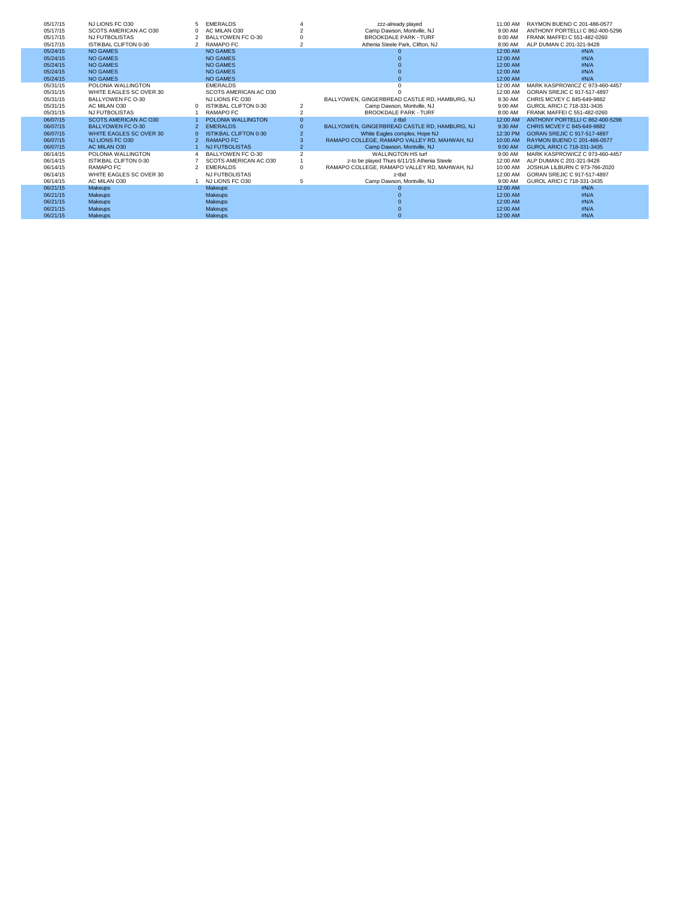| | | | | | | | |
|---|---|---|---|---|---|---|---|
| 05/17/15 | NJ LIONS FC O30 | 5 | EMERALDS | 4 | zzz-already played | 11:00 AM | RAYMON BUENO C 201-486-0577 |
| 05/17/15 | SCOTS AMERICAN AC O30 | 0 | AC MILAN O30 | 2 | Camp Dawson, Montville, NJ | 9:00 AM | ANTHONY PORTELLI C 862-400-5296 |
| 05/17/15 | NJ FUTBOLISTAS | 2 | BALLYOWEN FC O-30 | 0 | BROOKDALE PARK - TURF | 8:00 AM | FRANK MAFFEI C 551-482-0260 |
| 05/17/15 | ISTIKBAL CLIFTON 0-30 | 2 | RAMAPO FC | 2 | Athenia Steele Park, Clifton, NJ | 8:00 AM | ALP DUMAN C 201-321-9428 |
| 05/24/15 | NO GAMES | | NO GAMES | | 0 | 12:00 AM | #N/A |
| 05/24/15 | NO GAMES | | NO GAMES | | 0 | 12:00 AM | #N/A |
| 05/24/15 | NO GAMES | | NO GAMES | | 0 | 12:00 AM | #N/A |
| 05/24/15 | NO GAMES | | NO GAMES | | 0 | 12:00 AM | #N/A |
| 05/24/15 | NO GAMES | | NO GAMES | | 0 | 12:00 AM | #N/A |
| 05/31/15 | POLONIA WALLINGTON | | EMERALDS | | 0 | 12:00 AM | MARK KASPROWICZ C 973-460-4457 |
| 05/31/15 | WHITE EAGLES SC OVER 30 | | SCOTS AMERICAN AC O30 | | 0 | 12:00 AM | GORAN SREJIC C 917-517-4897 |
| 05/31/15 | BALLYOWEN FC O-30 | | NJ LIONS FC O30 | | BALLYOWEN, GINGERBREAD CASTLE RD, HAMBURG, NJ | 9:30 AM | CHRIS MCVEY C 845-649-9882 |
| 05/31/15 | AC MILAN O30 | 0 | ISTIKBAL CLIFTON 0-30 | 2 | Camp Dawson, Montville, NJ | 9:00 AM | GUROL ARICI C 718-331-3435 |
| 05/31/15 | NJ FUTBOLISTAS | 1 | RAMAPO FC | 2 | BROOKDALE PARK - TURF | 8:00 AM | FRANK MAFFEI C 551-482-0260 |
| 06/07/15 | SCOTS AMERICAN AC O30 | 1 | POLONIA WALLINGTON | 0 | z-tbd | 12:00 AM | ANTHONY PORTELLI C 862-400-5296 |
| 06/07/15 | BALLYOWEN FC O-30 | 2 | EMERALDS | 0 | BALLYOWEN, GINGERBREAD CASTLE RD, HAMBURG, NJ | 9:30 AM | CHRIS MCVEY C 845-649-9882 |
| 06/07/15 | WHITE EAGLES SC OVER 30 | 0 | ISTIKBAL CLIFTON 0-30 | 2 | White Eagles complex, Hope NJ | 12:30 PM | GORAN SREJIC C 917-517-4897 |
| 06/07/15 | NJ LIONS FC O30 | 2 | RAMAPO FC | 3 | RAMAPO COLLEGE, RAMAPO VALLEY RD, MAHWAH, NJ | 10:00 AM | RAYMON BUENO C 201-486-0577 |
| 06/07/15 | AC MILAN O30 | 1 | NJ FUTBOLISTAS | 2 | Camp Dawson, Montville, NJ | 9:00 AM | GUROL ARICI C 718-331-3435 |
| 06/14/15 | POLONIA WALLINGTON | 4 | BALLYOWEN FC O-30 | 2 | WALLINGTON HS turf | 9:00 AM | MARK KASPROWICZ C 973-460-4457 |
| 06/14/15 | ISTIKBAL CLIFTON 0-30 | 7 | SCOTS AMERICAN AC O30 | 1 | z-to be played Thurs 6/11/15 Athenia Steele | 12:00 AM | ALP DUMAN C 201-321-9428 |
| 06/14/15 | RAMAPO FC | 2 | EMERALDS | 0 | RAMAPO COLLEGE, RAMAPO VALLEY RD, MAHWAH, NJ | 10:00 AM | JOSHUA LILBURN C 973-766-2020 |
| 06/14/15 | WHITE EAGLES SC OVER 30 | | NJ FUTBOLISTAS | | z-tbd | 12:00 AM | GORAN SREJIC C 917-517-4897 |
| 06/14/15 | AC MILAN O30 | 1 | NJ LIONS FC O30 | 5 | Camp Dawson, Montville, NJ | 9:00 AM | GUROL ARICI C 718-331-3435 |
| 06/21/15 | Makeups | | Makeups | | 0 | 12:00 AM | #N/A |
| 06/21/15 | Makeups | | Makeups | | 0 | 12:00 AM | #N/A |
| 06/21/15 | Makeups | | Makeups | | 0 | 12:00 AM | #N/A |
| 06/21/15 | Makeups | | Makeups | | 0 | 12:00 AM | #N/A |
| 06/21/15 | Makeups | | Makeups | | 0 | 12:00 AM | #N/A |